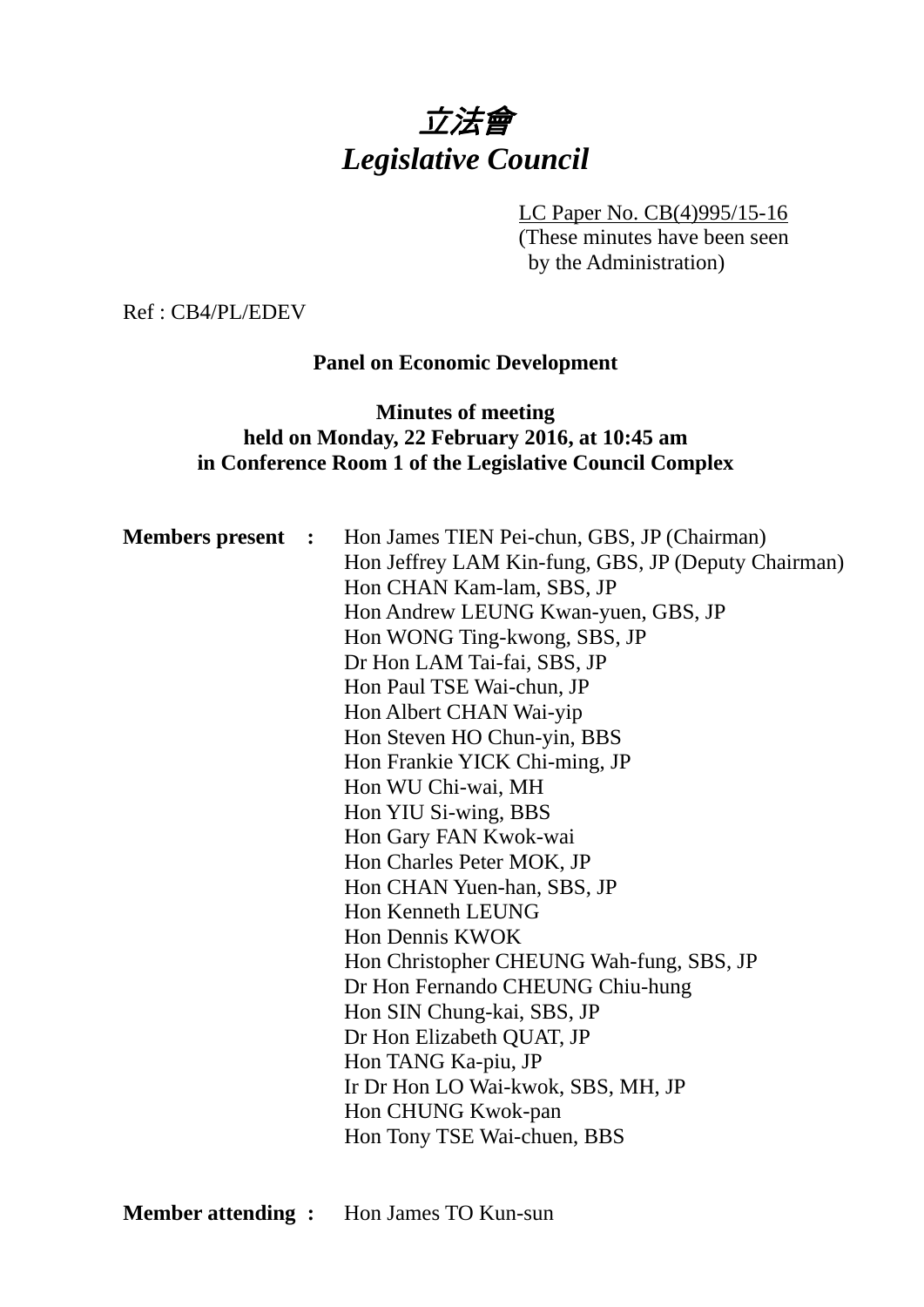# *立法會*
# *Legislative Council*

LC Paper No. CB(4)995/15-16
(These minutes have been seen by the Administration)

Ref : CB4/PL/EDEV

**Panel on Economic Development**

**Minutes of meeting**
**held on Monday, 22 February 2016, at 10:45 am**
**in Conference Room 1 of the Legislative Council Complex**

**Members present :**

Hon James TIEN Pei-chun, GBS, JP (Chairman)
Hon Jeffrey LAM Kin-fung, GBS, JP (Deputy Chairman)
Hon CHAN Kam-lam, SBS, JP
Hon Andrew LEUNG Kwan-yuen, GBS, JP
Hon WONG Ting-kwong, SBS, JP
Dr Hon LAM Tai-fai, SBS, JP
Hon Paul TSE Wai-chun, JP
Hon Albert CHAN Wai-yip
Hon Steven HO Chun-yin, BBS
Hon Frankie YICK Chi-ming, JP
Hon WU Chi-wai, MH
Hon YIU Si-wing, BBS
Hon Gary FAN Kwok-wai
Hon Charles Peter MOK, JP
Hon CHAN Yuen-han, SBS, JP
Hon Kenneth LEUNG
Hon Dennis KWOK
Hon Christopher CHEUNG Wah-fung, SBS, JP
Dr Hon Fernando CHEUNG Chiu-hung
Hon SIN Chung-kai, SBS, JP
Dr Hon Elizabeth QUAT, JP
Hon TANG Ka-piu, JP
Ir Dr Hon LO Wai-kwok, SBS, MH, JP
Hon CHUNG Kwok-pan
Hon Tony TSE Wai-chuen, BBS

**Member attending :** Hon James TO Kun-sun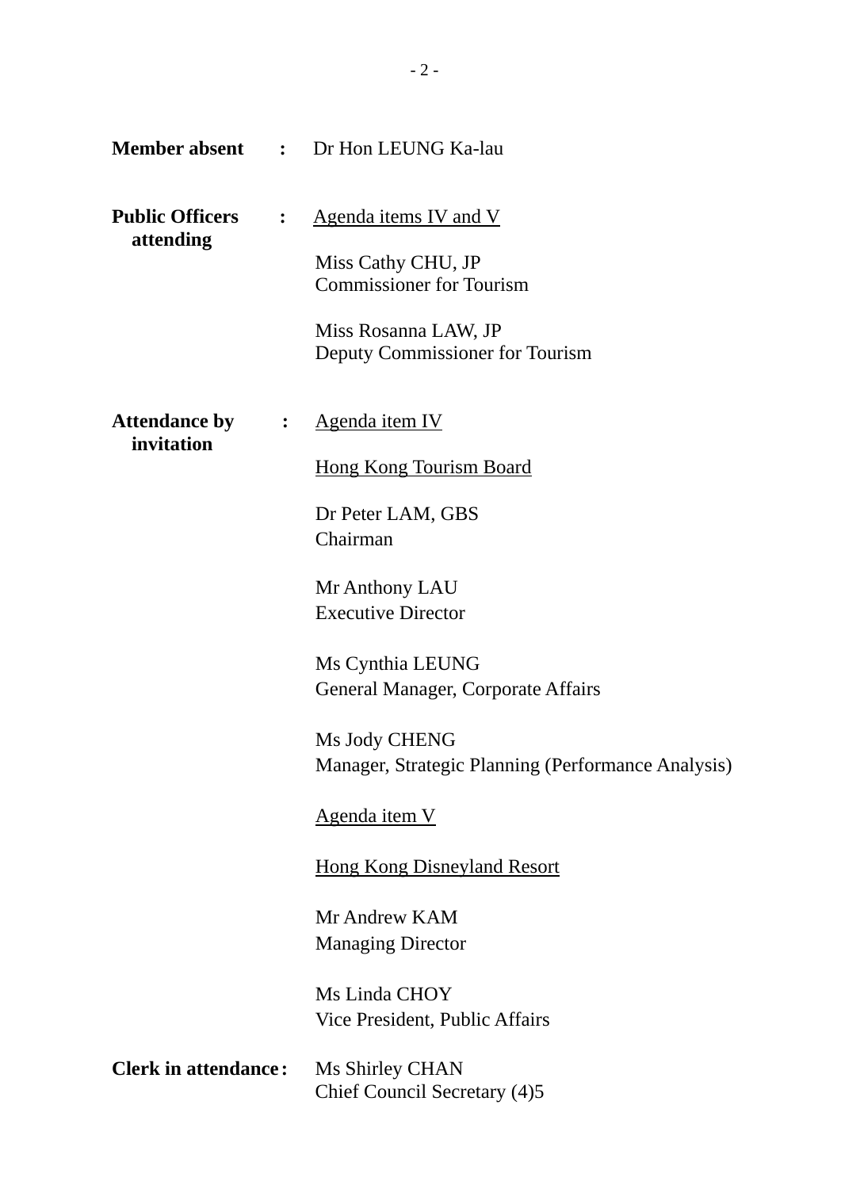**Member absent** : Dr Hon LEUNG Ka-lau

**Public Officers attending** : <u>Agenda items IV and V</u>

Miss Cathy CHU, JP
Commissioner for Tourism

Miss Rosanna LAW, JP
Deputy Commissioner for Tourism

**Attendance by invitation** : <u>Agenda item IV</u>

<u>Hong Kong Tourism Board</u>

Dr Peter LAM, GBS
Chairman

Mr Anthony LAU
Executive Director

Ms Cynthia LEUNG
General Manager, Corporate Affairs

Ms Jody CHENG
Manager, Strategic Planning (Performance Analysis)

<u>Agenda item V</u>

<u>Hong Kong Disneyland Resort</u>

Mr Andrew KAM
Managing Director

Ms Linda CHOY
Vice President, Public Affairs

**Clerk in attendance** : Ms Shirley CHAN
Chief Council Secretary (4)5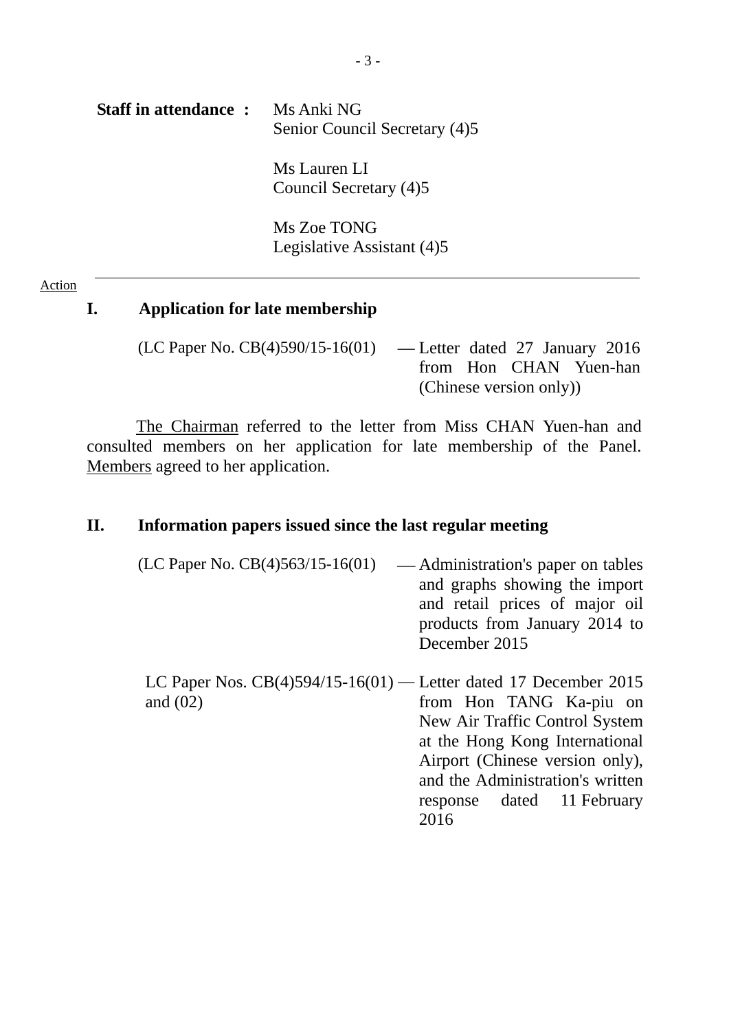**Staff in attendance :** Ms Anki NG
Senior Council Secretary (4)5

Ms Lauren LI
Council Secretary (4)5

Ms Zoe TONG
Legislative Assistant (4)5

---

Action

## I. Application for late membership

(LC Paper No. CB(4)590/15-16(01) — Letter dated 27 January 2016 from Hon CHAN Yuen-han (Chinese version only))

The Chairman referred to the letter from Miss CHAN Yuen-han and consulted members on her application for late membership of the Panel. Members agreed to her application.

## II. Information papers issued since the last regular meeting

(LC Paper No. CB(4)563/15-16(01) — Administration's paper on tables and graphs showing the import and retail prices of major oil products from January 2014 to December 2015

LC Paper Nos. CB(4)594/15-16(01) and (02) — Letter dated 17 December 2015 from Hon TANG Ka-piu on New Air Traffic Control System at the Hong Kong International Airport (Chinese version only), and the Administration's written response dated 11 February 2016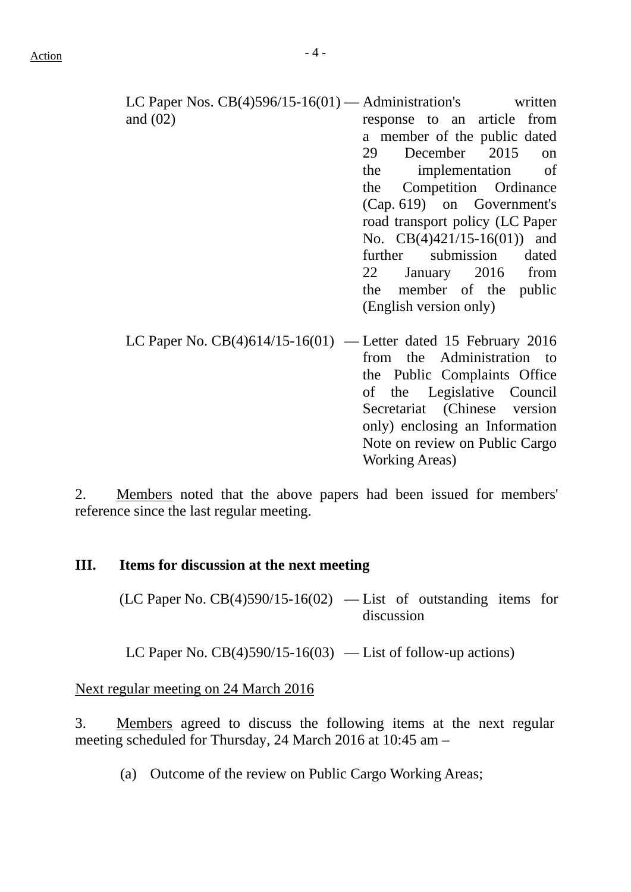Action

| | | |
|---|---|---|
| LC Paper Nos. CB(4)596/15-16(01) and (02) | — | Administration's written response to an article from a member of the public dated 29 December 2015 on the implementation of the Competition Ordinance (Cap. 619) on Government's road transport policy (LC Paper No. CB(4)421/15-16(01)) and further submission dated 22 January 2016 from the member of the public (English version only) |
| LC Paper No. CB(4)614/15-16(01) | — | Letter dated 15 February 2016 from the Administration to the Public Complaints Office of the Legislative Council Secretariat (Chinese version only) enclosing an Information Note on review on Public Cargo Working Areas) |

2. Members noted that the above papers had been issued for members' reference since the last regular meeting.

## III. Items for discussion at the next meeting

| | | |
|---|---|---|
| (LC Paper No. CB(4)590/15-16(02) | — | List of outstanding items for discussion |
| LC Paper No. CB(4)590/15-16(03) | — | List of follow-up actions) |

Next regular meeting on 24 March 2016

3. Members agreed to discuss the following items at the next regular meeting scheduled for Thursday, 24 March 2016 at 10:45 am –

(a) Outcome of the review on Public Cargo Working Areas;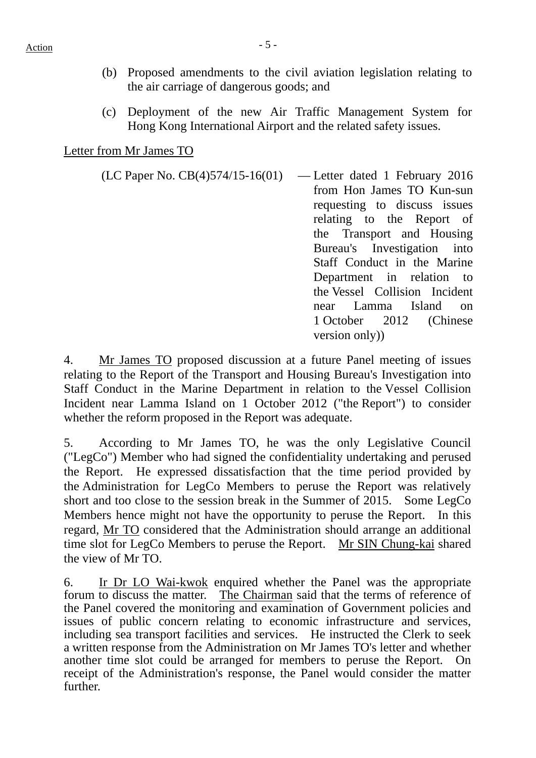(b) Proposed amendments to the civil aviation legislation relating to the air carriage of dangerous goods; and

(c) Deployment of the new Air Traffic Management System for Hong Kong International Airport and the related safety issues.

Letter from Mr James TO

(LC Paper No. CB(4)574/15-16(01) — Letter dated 1 February 2016 from Hon James TO Kun-sun requesting to discuss issues relating to the Report of the Transport and Housing Bureau's Investigation into Staff Conduct in the Marine Department in relation to the Vessel Collision Incident near Lamma Island on 1 October 2012 (Chinese version only))

4. Mr James TO proposed discussion at a future Panel meeting of issues relating to the Report of the Transport and Housing Bureau's Investigation into Staff Conduct in the Marine Department in relation to the Vessel Collision Incident near Lamma Island on 1 October 2012 ("the Report") to consider whether the reform proposed in the Report was adequate.

5. According to Mr James TO, he was the only Legislative Council ("LegCo") Member who had signed the confidentiality undertaking and perused the Report. He expressed dissatisfaction that the time period provided by the Administration for LegCo Members to peruse the Report was relatively short and too close to the session break in the Summer of 2015. Some LegCo Members hence might not have the opportunity to peruse the Report. In this regard, Mr TO considered that the Administration should arrange an additional time slot for LegCo Members to peruse the Report. Mr SIN Chung-kai shared the view of Mr TO.

6. Ir Dr LO Wai-kwok enquired whether the Panel was the appropriate forum to discuss the matter. The Chairman said that the terms of reference of the Panel covered the monitoring and examination of Government policies and issues of public concern relating to economic infrastructure and services, including sea transport facilities and services. He instructed the Clerk to seek a written response from the Administration on Mr James TO's letter and whether another time slot could be arranged for members to peruse the Report. On receipt of the Administration's response, the Panel would consider the matter further.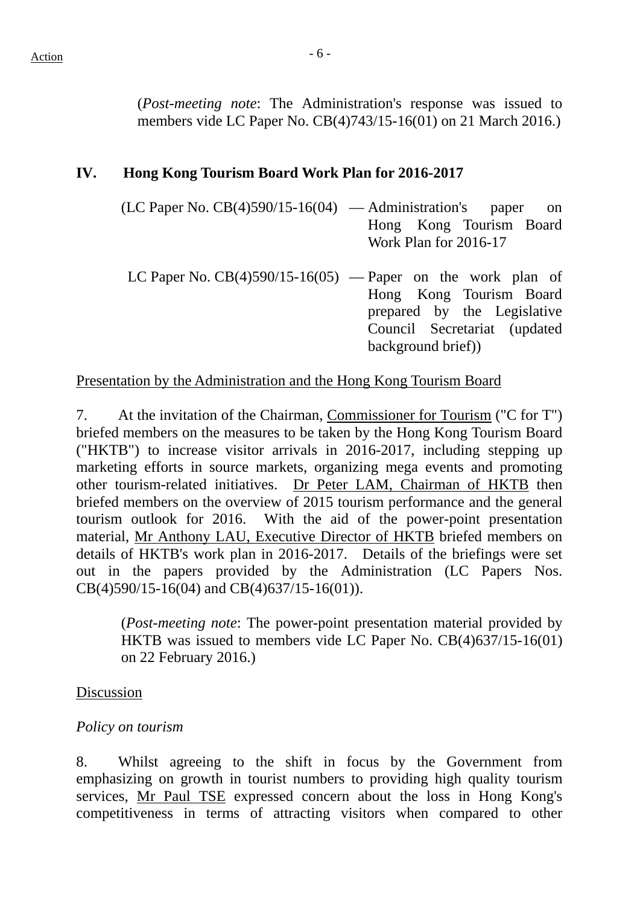(*Post-meeting note*: The Administration's response was issued to members vide LC Paper No. CB(4)743/15-16(01) on 21 March 2016.)

## IV. Hong Kong Tourism Board Work Plan for 2016-2017

(LC Paper No. CB(4)590/15-16(04) — Administration's paper on Hong Kong Tourism Board Work Plan for 2016-17

LC Paper No. CB(4)590/15-16(05) — Paper on the work plan of Hong Kong Tourism Board prepared by the Legislative Council Secretariat (updated background brief))

Presentation by the Administration and the Hong Kong Tourism Board

7. At the invitation of the Chairman, Commissioner for Tourism ("C for T") briefed members on the measures to be taken by the Hong Kong Tourism Board ("HKTB") to increase visitor arrivals in 2016-2017, including stepping up marketing efforts in source markets, organizing mega events and promoting other tourism-related initiatives. Dr Peter LAM, Chairman of HKTB then briefed members on the overview of 2015 tourism performance and the general tourism outlook for 2016. With the aid of the power-point presentation material, Mr Anthony LAU, Executive Director of HKTB briefed members on details of HKTB's work plan in 2016-2017. Details of the briefings were set out in the papers provided by the Administration (LC Papers Nos. CB(4)590/15-16(04) and CB(4)637/15-16(01)).

(*Post-meeting note*: The power-point presentation material provided by HKTB was issued to members vide LC Paper No. CB(4)637/15-16(01) on 22 February 2016.)

Discussion

*Policy on tourism*

8. Whilst agreeing to the shift in focus by the Government from emphasizing on growth in tourist numbers to providing high quality tourism services, Mr Paul TSE expressed concern about the loss in Hong Kong's competitiveness in terms of attracting visitors when compared to other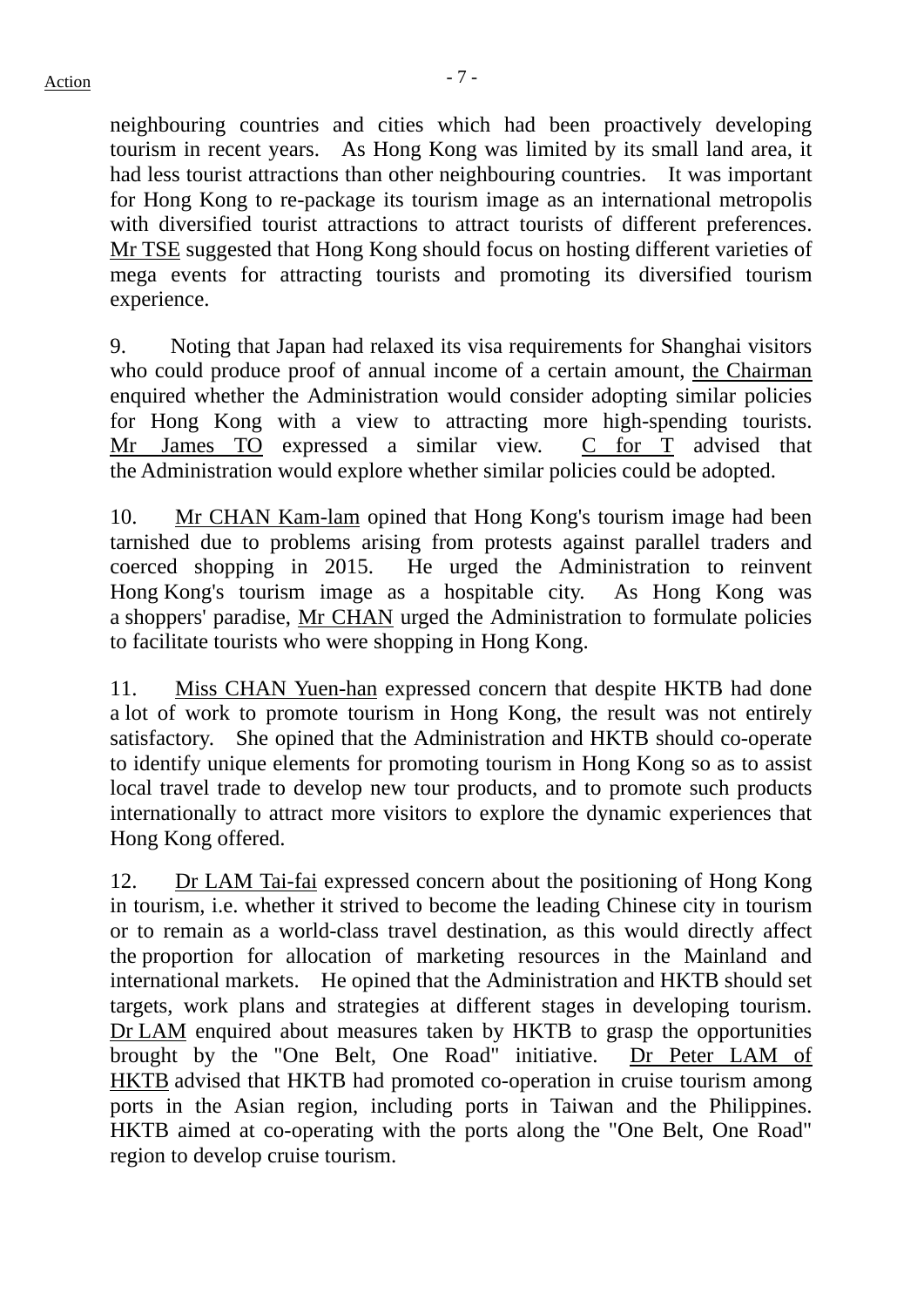neighbouring countries and cities which had been proactively developing tourism in recent years. As Hong Kong was limited by its small land area, it had less tourist attractions than other neighbouring countries. It was important for Hong Kong to re-package its tourism image as an international metropolis with diversified tourist attractions to attract tourists of different preferences. Mr TSE suggested that Hong Kong should focus on hosting different varieties of mega events for attracting tourists and promoting its diversified tourism experience.

9. Noting that Japan had relaxed its visa requirements for Shanghai visitors who could produce proof of annual income of a certain amount, the Chairman enquired whether the Administration would consider adopting similar policies for Hong Kong with a view to attracting more high-spending tourists. Mr James TO expressed a similar view. C for T advised that the Administration would explore whether similar policies could be adopted.

10. Mr CHAN Kam-lam opined that Hong Kong's tourism image had been tarnished due to problems arising from protests against parallel traders and coerced shopping in 2015. He urged the Administration to reinvent Hong Kong's tourism image as a hospitable city. As Hong Kong was a shoppers' paradise, Mr CHAN urged the Administration to formulate policies to facilitate tourists who were shopping in Hong Kong.

11. Miss CHAN Yuen-han expressed concern that despite HKTB had done a lot of work to promote tourism in Hong Kong, the result was not entirely satisfactory. She opined that the Administration and HKTB should co-operate to identify unique elements for promoting tourism in Hong Kong so as to assist local travel trade to develop new tour products, and to promote such products internationally to attract more visitors to explore the dynamic experiences that Hong Kong offered.

12. Dr LAM Tai-fai expressed concern about the positioning of Hong Kong in tourism, i.e. whether it strived to become the leading Chinese city in tourism or to remain as a world-class travel destination, as this would directly affect the proportion for allocation of marketing resources in the Mainland and international markets. He opined that the Administration and HKTB should set targets, work plans and strategies at different stages in developing tourism. Dr LAM enquired about measures taken by HKTB to grasp the opportunities brought by the "One Belt, One Road" initiative. Dr Peter LAM of HKTB advised that HKTB had promoted co-operation in cruise tourism among ports in the Asian region, including ports in Taiwan and the Philippines. HKTB aimed at co-operating with the ports along the "One Belt, One Road" region to develop cruise tourism.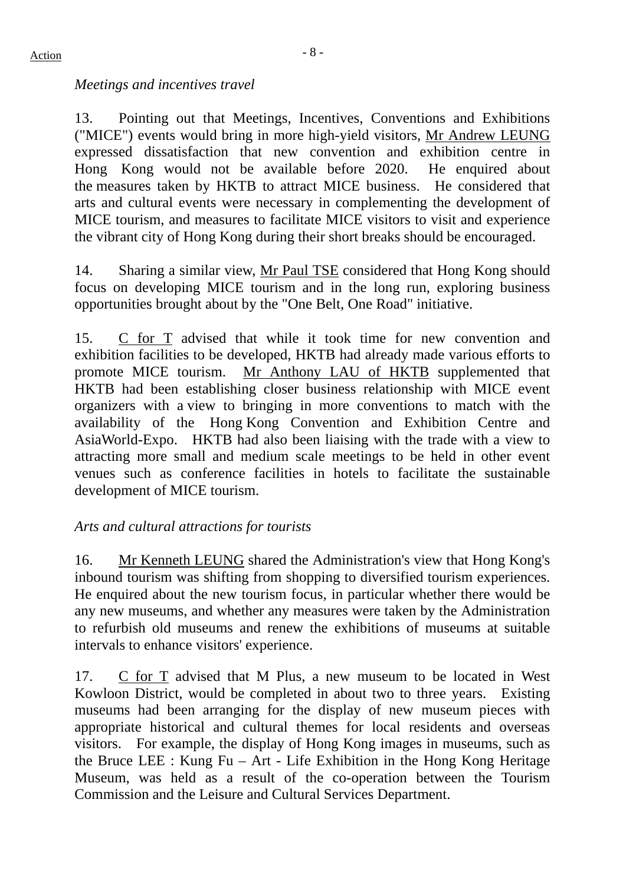*Meetings and incentives travel*

13. Pointing out that Meetings, Incentives, Conventions and Exhibitions ("MICE") events would bring in more high-yield visitors, Mr Andrew LEUNG expressed dissatisfaction that new convention and exhibition centre in Hong Kong would not be available before 2020. He enquired about the measures taken by HKTB to attract MICE business. He considered that arts and cultural events were necessary in complementing the development of MICE tourism, and measures to facilitate MICE visitors to visit and experience the vibrant city of Hong Kong during their short breaks should be encouraged.

14. Sharing a similar view, Mr Paul TSE considered that Hong Kong should focus on developing MICE tourism and in the long run, exploring business opportunities brought about by the "One Belt, One Road" initiative.

15. C for T advised that while it took time for new convention and exhibition facilities to be developed, HKTB had already made various efforts to promote MICE tourism. Mr Anthony LAU of HKTB supplemented that HKTB had been establishing closer business relationship with MICE event organizers with a view to bringing in more conventions to match with the availability of the Hong Kong Convention and Exhibition Centre and AsiaWorld-Expo. HKTB had also been liaising with the trade with a view to attracting more small and medium scale meetings to be held in other event venues such as conference facilities in hotels to facilitate the sustainable development of MICE tourism.

*Arts and cultural attractions for tourists*

16. Mr Kenneth LEUNG shared the Administration's view that Hong Kong's inbound tourism was shifting from shopping to diversified tourism experiences. He enquired about the new tourism focus, in particular whether there would be any new museums, and whether any measures were taken by the Administration to refurbish old museums and renew the exhibitions of museums at suitable intervals to enhance visitors' experience.

17. C for T advised that M Plus, a new museum to be located in West Kowloon District, would be completed in about two to three years. Existing museums had been arranging for the display of new museum pieces with appropriate historical and cultural themes for local residents and overseas visitors. For example, the display of Hong Kong images in museums, such as the Bruce LEE : Kung Fu – Art - Life Exhibition in the Hong Kong Heritage Museum, was held as a result of the co-operation between the Tourism Commission and the Leisure and Cultural Services Department.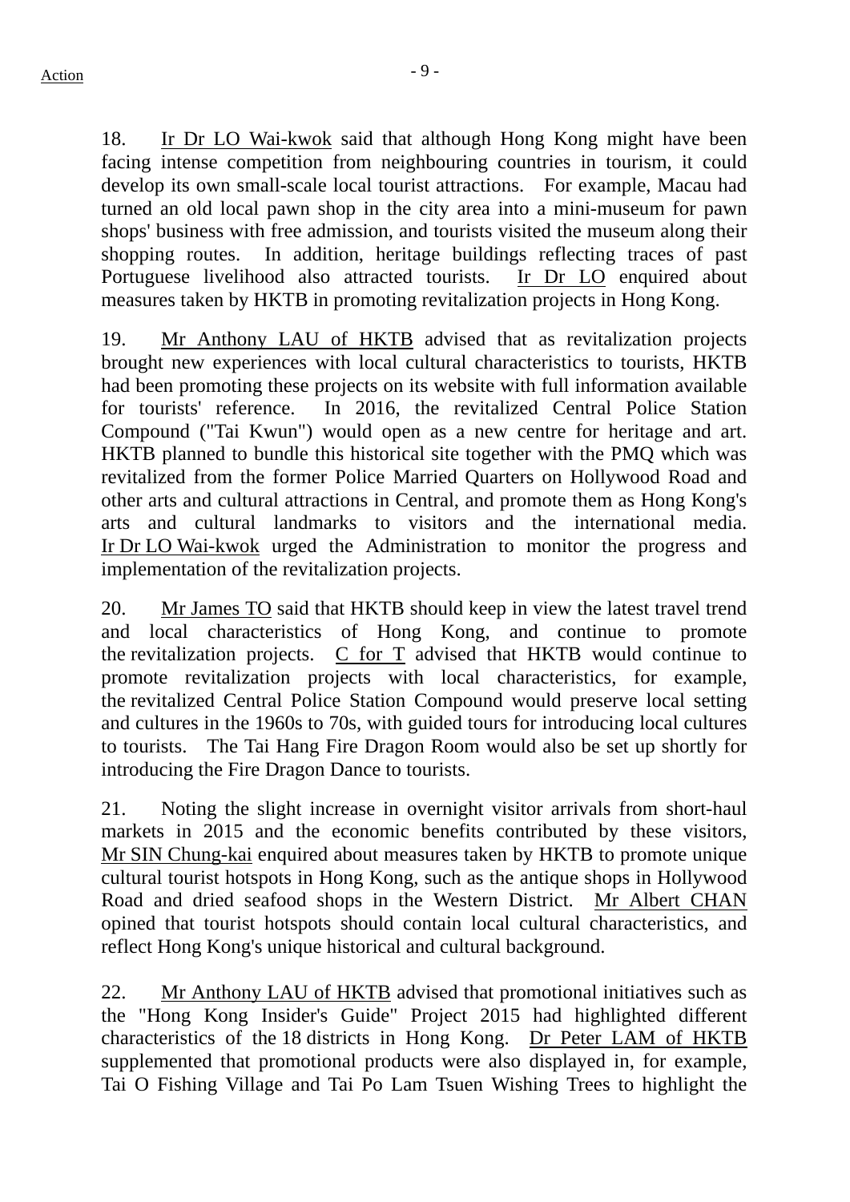18. Ir Dr LO Wai-kwok said that although Hong Kong might have been facing intense competition from neighbouring countries in tourism, it could develop its own small-scale local tourist attractions. For example, Macau had turned an old local pawn shop in the city area into a mini-museum for pawn shops' business with free admission, and tourists visited the museum along their shopping routes. In addition, heritage buildings reflecting traces of past Portuguese livelihood also attracted tourists. Ir Dr LO enquired about measures taken by HKTB in promoting revitalization projects in Hong Kong.

19. Mr Anthony LAU of HKTB advised that as revitalization projects brought new experiences with local cultural characteristics to tourists, HKTB had been promoting these projects on its website with full information available for tourists' reference. In 2016, the revitalized Central Police Station Compound ("Tai Kwun") would open as a new centre for heritage and art. HKTB planned to bundle this historical site together with the PMQ which was revitalized from the former Police Married Quarters on Hollywood Road and other arts and cultural attractions in Central, and promote them as Hong Kong's arts and cultural landmarks to visitors and the international media. Ir Dr LO Wai-kwok urged the Administration to monitor the progress and implementation of the revitalization projects.

20. Mr James TO said that HKTB should keep in view the latest travel trend and local characteristics of Hong Kong, and continue to promote the revitalization projects. C for T advised that HKTB would continue to promote revitalization projects with local characteristics, for example, the revitalized Central Police Station Compound would preserve local setting and cultures in the 1960s to 70s, with guided tours for introducing local cultures to tourists. The Tai Hang Fire Dragon Room would also be set up shortly for introducing the Fire Dragon Dance to tourists.

21. Noting the slight increase in overnight visitor arrivals from short-haul markets in 2015 and the economic benefits contributed by these visitors, Mr SIN Chung-kai enquired about measures taken by HKTB to promote unique cultural tourist hotspots in Hong Kong, such as the antique shops in Hollywood Road and dried seafood shops in the Western District. Mr Albert CHAN opined that tourist hotspots should contain local cultural characteristics, and reflect Hong Kong's unique historical and cultural background.

22. Mr Anthony LAU of HKTB advised that promotional initiatives such as the "Hong Kong Insider's Guide" Project 2015 had highlighted different characteristics of the 18 districts in Hong Kong. Dr Peter LAM of HKTB supplemented that promotional products were also displayed in, for example, Tai O Fishing Village and Tai Po Lam Tsuen Wishing Trees to highlight the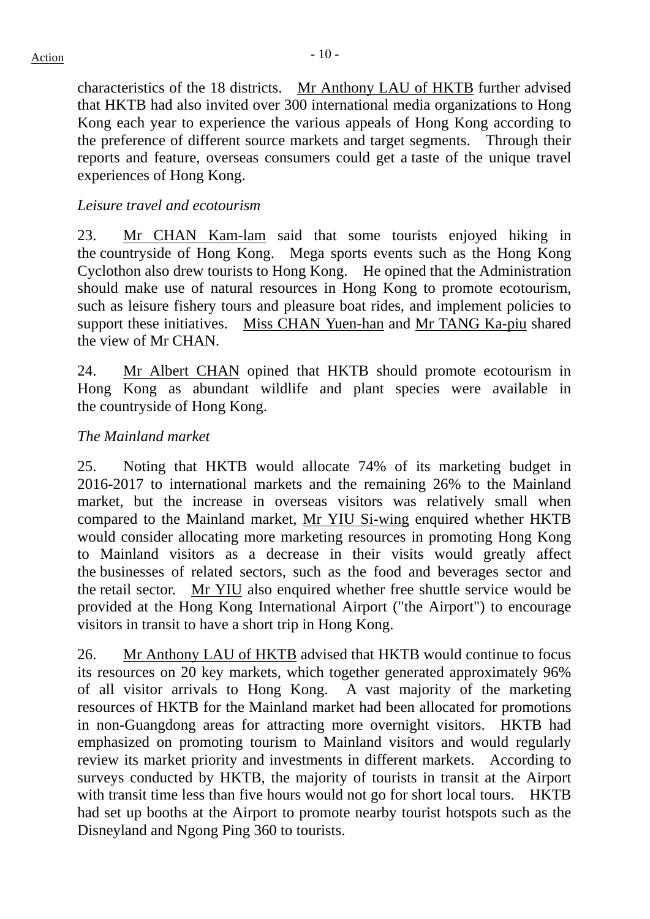characteristics of the 18 districts. Mr Anthony LAU of HKTB further advised that HKTB had also invited over 300 international media organizations to Hong Kong each year to experience the various appeals of Hong Kong according to the preference of different source markets and target segments. Through their reports and feature, overseas consumers could get a taste of the unique travel experiences of Hong Kong.

*Leisure travel and ecotourism*

23. Mr CHAN Kam-lam said that some tourists enjoyed hiking in the countryside of Hong Kong. Mega sports events such as the Hong Kong Cyclothon also drew tourists to Hong Kong. He opined that the Administration should make use of natural resources in Hong Kong to promote ecotourism, such as leisure fishery tours and pleasure boat rides, and implement policies to support these initiatives. Miss CHAN Yuen-han and Mr TANG Ka-piu shared the view of Mr CHAN.

24. Mr Albert CHAN opined that HKTB should promote ecotourism in Hong Kong as abundant wildlife and plant species were available in the countryside of Hong Kong.

*The Mainland market*

25. Noting that HKTB would allocate 74% of its marketing budget in 2016-2017 to international markets and the remaining 26% to the Mainland market, but the increase in overseas visitors was relatively small when compared to the Mainland market, Mr YIU Si-wing enquired whether HKTB would consider allocating more marketing resources in promoting Hong Kong to Mainland visitors as a decrease in their visits would greatly affect the businesses of related sectors, such as the food and beverages sector and the retail sector. Mr YIU also enquired whether free shuttle service would be provided at the Hong Kong International Airport ("the Airport") to encourage visitors in transit to have a short trip in Hong Kong.

26. Mr Anthony LAU of HKTB advised that HKTB would continue to focus its resources on 20 key markets, which together generated approximately 96% of all visitor arrivals to Hong Kong. A vast majority of the marketing resources of HKTB for the Mainland market had been allocated for promotions in non-Guangdong areas for attracting more overnight visitors. HKTB had emphasized on promoting tourism to Mainland visitors and would regularly review its market priority and investments in different markets. According to surveys conducted by HKTB, the majority of tourists in transit at the Airport with transit time less than five hours would not go for short local tours. HKTB had set up booths at the Airport to promote nearby tourist hotspots such as the Disneyland and Ngong Ping 360 to tourists.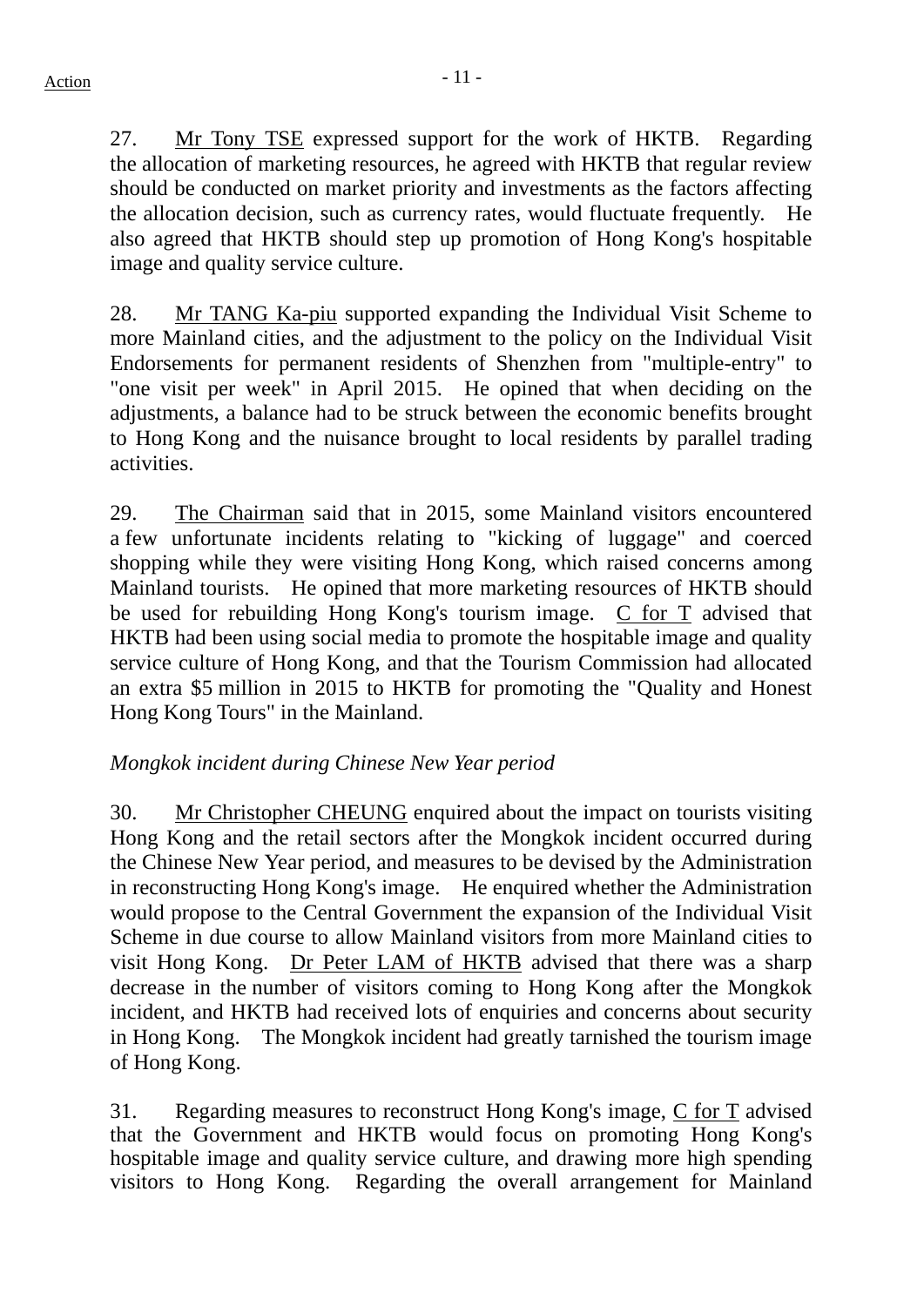27. Mr Tony TSE expressed support for the work of HKTB. Regarding the allocation of marketing resources, he agreed with HKTB that regular review should be conducted on market priority and investments as the factors affecting the allocation decision, such as currency rates, would fluctuate frequently. He also agreed that HKTB should step up promotion of Hong Kong's hospitable image and quality service culture.

28. Mr TANG Ka-piu supported expanding the Individual Visit Scheme to more Mainland cities, and the adjustment to the policy on the Individual Visit Endorsements for permanent residents of Shenzhen from "multiple-entry" to "one visit per week" in April 2015. He opined that when deciding on the adjustments, a balance had to be struck between the economic benefits brought to Hong Kong and the nuisance brought to local residents by parallel trading activities.

29. The Chairman said that in 2015, some Mainland visitors encountered a few unfortunate incidents relating to "kicking of luggage" and coerced shopping while they were visiting Hong Kong, which raised concerns among Mainland tourists. He opined that more marketing resources of HKTB should be used for rebuilding Hong Kong's tourism image. C for T advised that HKTB had been using social media to promote the hospitable image and quality service culture of Hong Kong, and that the Tourism Commission had allocated an extra $5 million in 2015 to HKTB for promoting the "Quality and Honest Hong Kong Tours" in the Mainland.

*Mongkok incident during Chinese New Year period*

30. Mr Christopher CHEUNG enquired about the impact on tourists visiting Hong Kong and the retail sectors after the Mongkok incident occurred during the Chinese New Year period, and measures to be devised by the Administration in reconstructing Hong Kong's image. He enquired whether the Administration would propose to the Central Government the expansion of the Individual Visit Scheme in due course to allow Mainland visitors from more Mainland cities to visit Hong Kong. Dr Peter LAM of HKTB advised that there was a sharp decrease in the number of visitors coming to Hong Kong after the Mongkok incident, and HKTB had received lots of enquiries and concerns about security in Hong Kong. The Mongkok incident had greatly tarnished the tourism image of Hong Kong.

31. Regarding measures to reconstruct Hong Kong's image, C for T advised that the Government and HKTB would focus on promoting Hong Kong's hospitable image and quality service culture, and drawing more high spending visitors to Hong Kong. Regarding the overall arrangement for Mainland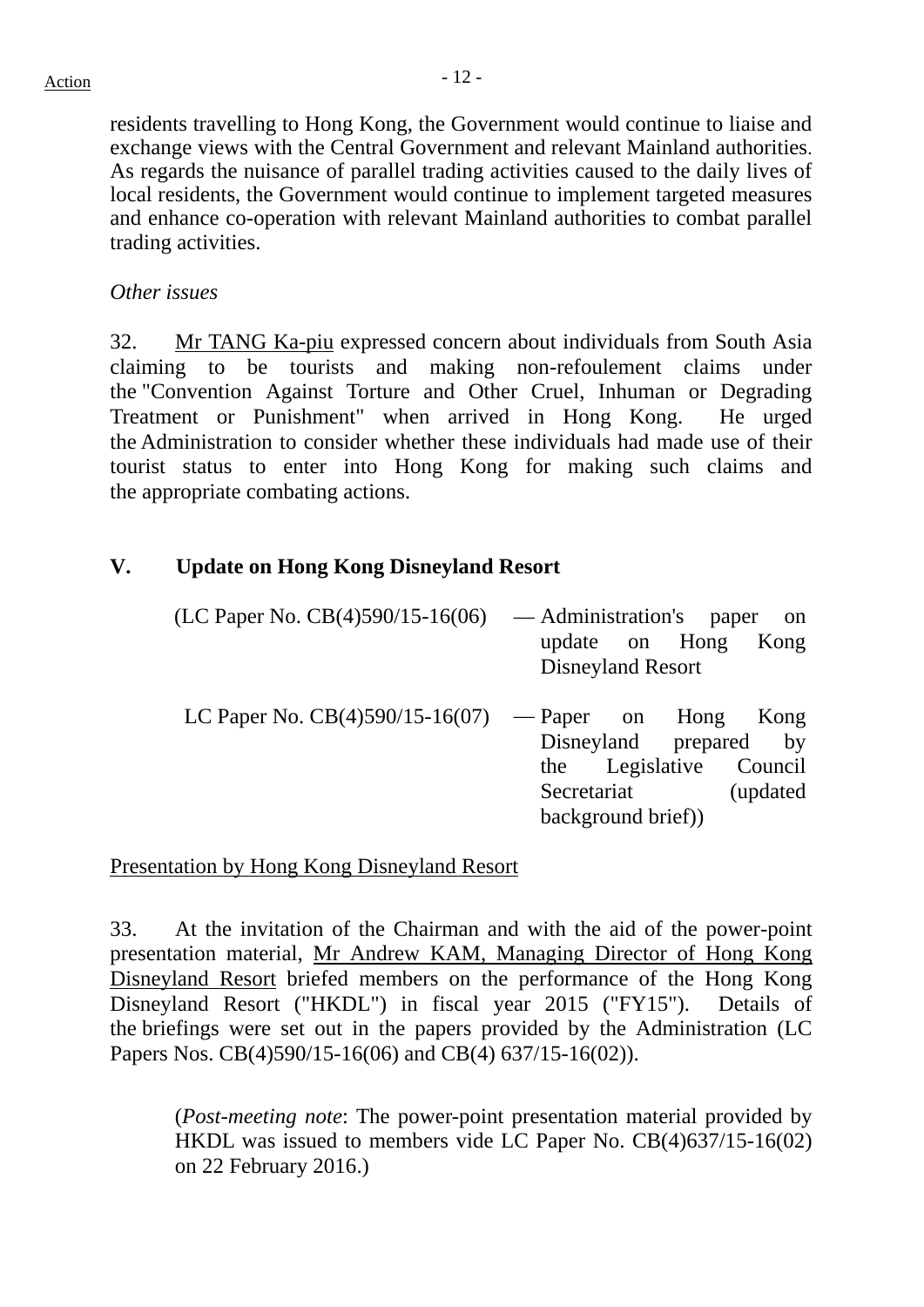residents travelling to Hong Kong, the Government would continue to liaise and exchange views with the Central Government and relevant Mainland authorities. As regards the nuisance of parallel trading activities caused to the daily lives of local residents, the Government would continue to implement targeted measures and enhance co-operation with relevant Mainland authorities to combat parallel trading activities.

*Other issues*

32. Mr TANG Ka-piu expressed concern about individuals from South Asia claiming to be tourists and making non-refoulement claims under the "Convention Against Torture and Other Cruel, Inhuman or Degrading Treatment or Punishment" when arrived in Hong Kong. He urged the Administration to consider whether these individuals had made use of their tourist status to enter into Hong Kong for making such claims and the appropriate combating actions.

## V. Update on Hong Kong Disneyland Resort

(LC Paper No. CB(4)590/15-16(06) — Administration's paper on update on Hong Kong Disneyland Resort

LC Paper No. CB(4)590/15-16(07) — Paper on Hong Kong Disneyland prepared by the Legislative Council Secretariat (updated background brief))

Presentation by Hong Kong Disneyland Resort

33. At the invitation of the Chairman and with the aid of the power-point presentation material, Mr Andrew KAM, Managing Director of Hong Kong Disneyland Resort briefed members on the performance of the Hong Kong Disneyland Resort ("HKDL") in fiscal year 2015 ("FY15"). Details of the briefings were set out in the papers provided by the Administration (LC Papers Nos. CB(4)590/15-16(06) and CB(4) 637/15-16(02)).

(*Post-meeting note*: The power-point presentation material provided by HKDL was issued to members vide LC Paper No. CB(4)637/15-16(02) on 22 February 2016.)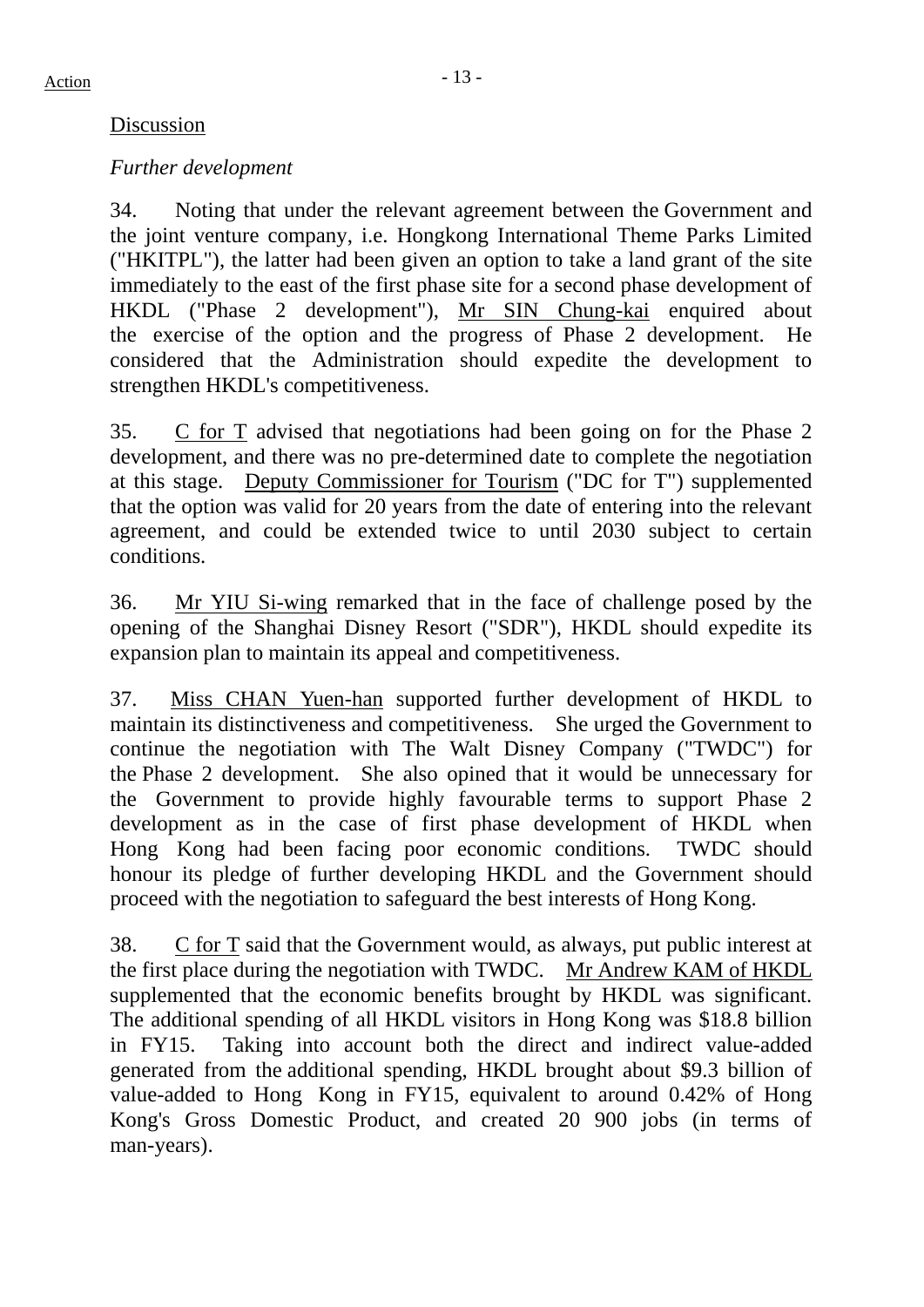Action

Discussion

*Further development*

34. Noting that under the relevant agreement between the Government and the joint venture company, i.e. Hongkong International Theme Parks Limited ("HKITPL"), the latter had been given an option to take a land grant of the site immediately to the east of the first phase site for a second phase development of HKDL ("Phase 2 development"), Mr SIN Chung-kai enquired about the exercise of the option and the progress of Phase 2 development. He considered that the Administration should expedite the development to strengthen HKDL's competitiveness.

35. C for T advised that negotiations had been going on for the Phase 2 development, and there was no pre-determined date to complete the negotiation at this stage. Deputy Commissioner for Tourism ("DC for T") supplemented that the option was valid for 20 years from the date of entering into the relevant agreement, and could be extended twice to until 2030 subject to certain conditions.

36. Mr YIU Si-wing remarked that in the face of challenge posed by the opening of the Shanghai Disney Resort ("SDR"), HKDL should expedite its expansion plan to maintain its appeal and competitiveness.

37. Miss CHAN Yuen-han supported further development of HKDL to maintain its distinctiveness and competitiveness. She urged the Government to continue the negotiation with The Walt Disney Company ("TWDC") for the Phase 2 development. She also opined that it would be unnecessary for the Government to provide highly favourable terms to support Phase 2 development as in the case of first phase development of HKDL when Hong Kong had been facing poor economic conditions. TWDC should honour its pledge of further developing HKDL and the Government should proceed with the negotiation to safeguard the best interests of Hong Kong.

38. C for T said that the Government would, as always, put public interest at the first place during the negotiation with TWDC. Mr Andrew KAM of HKDL supplemented that the economic benefits brought by HKDL was significant. The additional spending of all HKDL visitors in Hong Kong was $18.8 billion in FY15. Taking into account both the direct and indirect value-added generated from the additional spending, HKDL brought about $9.3 billion of value-added to Hong Kong in FY15, equivalent to around 0.42% of Hong Kong's Gross Domestic Product, and created 20 900 jobs (in terms of man-years).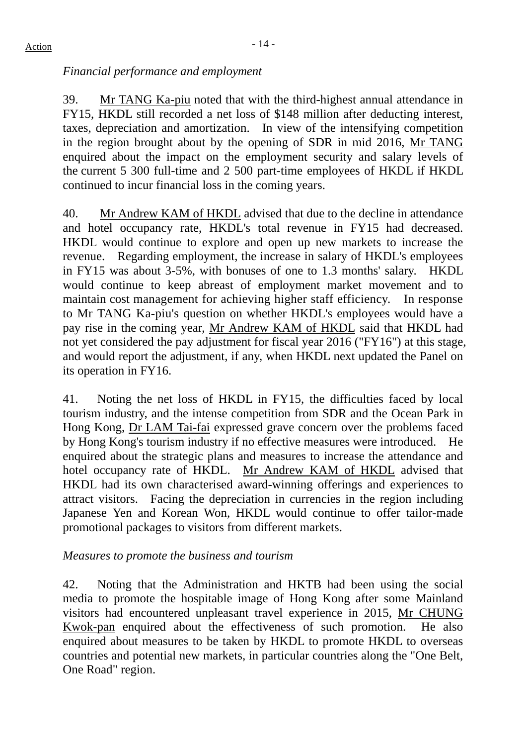*Financial performance and employment*

39. Mr TANG Ka-piu noted that with the third-highest annual attendance in FY15, HKDL still recorded a net loss of $148 million after deducting interest, taxes, depreciation and amortization. In view of the intensifying competition in the region brought about by the opening of SDR in mid 2016, Mr TANG enquired about the impact on the employment security and salary levels of the current 5 300 full-time and 2 500 part-time employees of HKDL if HKDL continued to incur financial loss in the coming years.

40. Mr Andrew KAM of HKDL advised that due to the decline in attendance and hotel occupancy rate, HKDL's total revenue in FY15 had decreased. HKDL would continue to explore and open up new markets to increase the revenue. Regarding employment, the increase in salary of HKDL's employees in FY15 was about 3-5%, with bonuses of one to 1.3 months' salary. HKDL would continue to keep abreast of employment market movement and to maintain cost management for achieving higher staff efficiency. In response to Mr TANG Ka-piu's question on whether HKDL's employees would have a pay rise in the coming year, Mr Andrew KAM of HKDL said that HKDL had not yet considered the pay adjustment for fiscal year 2016 ("FY16") at this stage, and would report the adjustment, if any, when HKDL next updated the Panel on its operation in FY16.

41. Noting the net loss of HKDL in FY15, the difficulties faced by local tourism industry, and the intense competition from SDR and the Ocean Park in Hong Kong, Dr LAM Tai-fai expressed grave concern over the problems faced by Hong Kong's tourism industry if no effective measures were introduced. He enquired about the strategic plans and measures to increase the attendance and hotel occupancy rate of HKDL. Mr Andrew KAM of HKDL advised that HKDL had its own characterised award-winning offerings and experiences to attract visitors. Facing the depreciation in currencies in the region including Japanese Yen and Korean Won, HKDL would continue to offer tailor-made promotional packages to visitors from different markets.

*Measures to promote the business and tourism*

42. Noting that the Administration and HKTB had been using the social media to promote the hospitable image of Hong Kong after some Mainland visitors had encountered unpleasant travel experience in 2015, Mr CHUNG Kwok-pan enquired about the effectiveness of such promotion. He also enquired about measures to be taken by HKDL to promote HKDL to overseas countries and potential new markets, in particular countries along the "One Belt, One Road" region.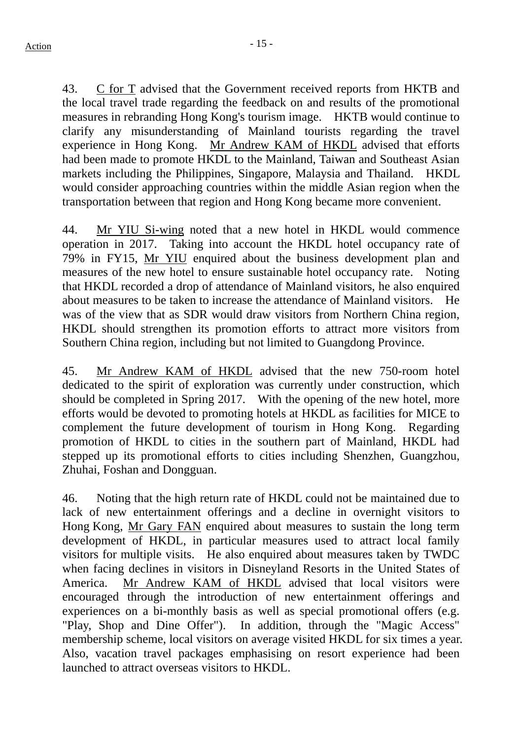43. C for T advised that the Government received reports from HKTB and the local travel trade regarding the feedback on and results of the promotional measures in rebranding Hong Kong's tourism image. HKTB would continue to clarify any misunderstanding of Mainland tourists regarding the travel experience in Hong Kong. Mr Andrew KAM of HKDL advised that efforts had been made to promote HKDL to the Mainland, Taiwan and Southeast Asian markets including the Philippines, Singapore, Malaysia and Thailand. HKDL would consider approaching countries within the middle Asian region when the transportation between that region and Hong Kong became more convenient.

44. Mr YIU Si-wing noted that a new hotel in HKDL would commence operation in 2017. Taking into account the HKDL hotel occupancy rate of 79% in FY15, Mr YIU enquired about the business development plan and measures of the new hotel to ensure sustainable hotel occupancy rate. Noting that HKDL recorded a drop of attendance of Mainland visitors, he also enquired about measures to be taken to increase the attendance of Mainland visitors. He was of the view that as SDR would draw visitors from Northern China region, HKDL should strengthen its promotion efforts to attract more visitors from Southern China region, including but not limited to Guangdong Province.

45. Mr Andrew KAM of HKDL advised that the new 750-room hotel dedicated to the spirit of exploration was currently under construction, which should be completed in Spring 2017. With the opening of the new hotel, more efforts would be devoted to promoting hotels at HKDL as facilities for MICE to complement the future development of tourism in Hong Kong. Regarding promotion of HKDL to cities in the southern part of Mainland, HKDL had stepped up its promotional efforts to cities including Shenzhen, Guangzhou, Zhuhai, Foshan and Dongguan.

46. Noting that the high return rate of HKDL could not be maintained due to lack of new entertainment offerings and a decline in overnight visitors to Hong Kong, Mr Gary FAN enquired about measures to sustain the long term development of HKDL, in particular measures used to attract local family visitors for multiple visits. He also enquired about measures taken by TWDC when facing declines in visitors in Disneyland Resorts in the United States of America. Mr Andrew KAM of HKDL advised that local visitors were encouraged through the introduction of new entertainment offerings and experiences on a bi-monthly basis as well as special promotional offers (e.g. "Play, Shop and Dine Offer"). In addition, through the "Magic Access" membership scheme, local visitors on average visited HKDL for six times a year. Also, vacation travel packages emphasising on resort experience had been launched to attract overseas visitors to HKDL.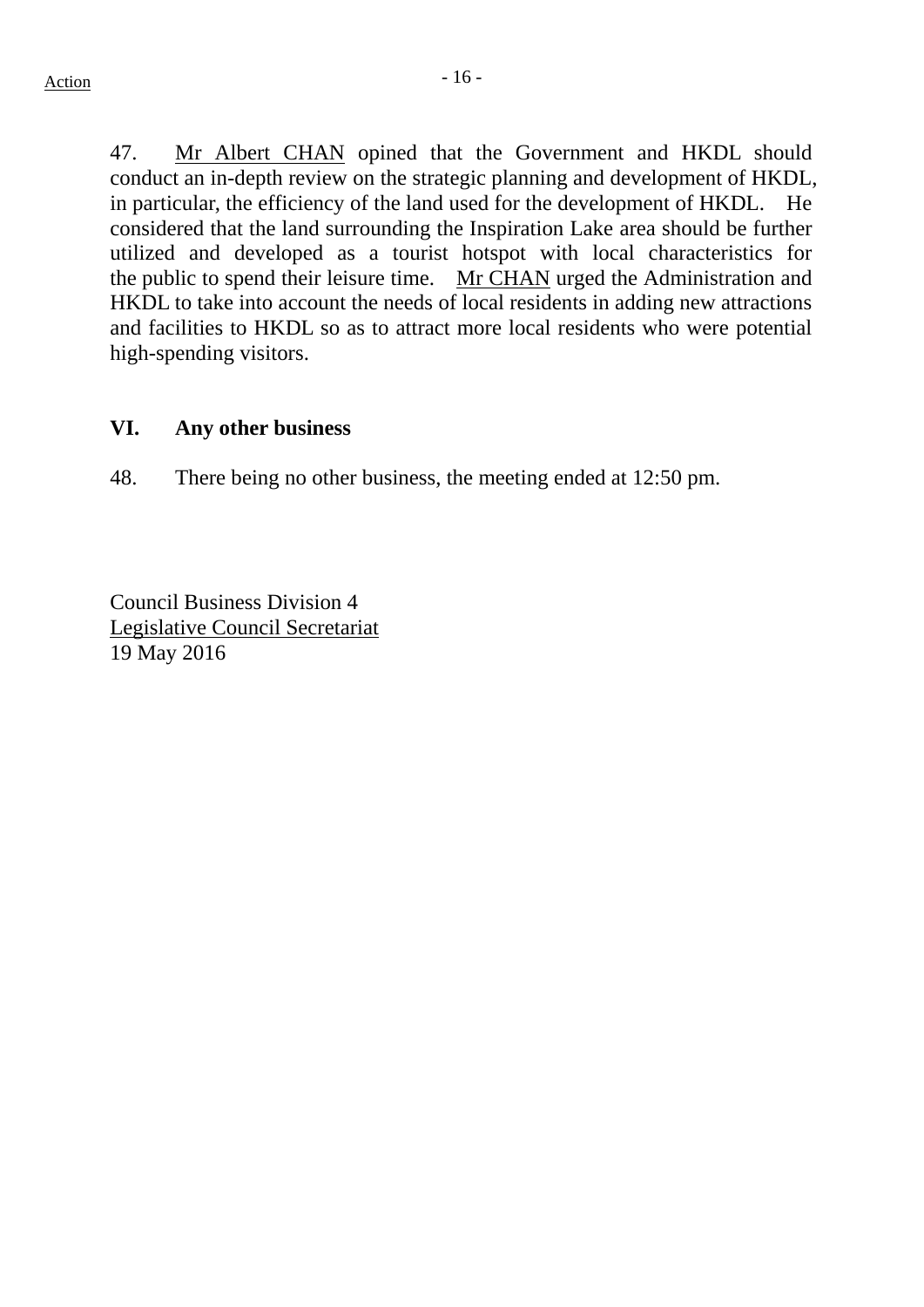47. Mr Albert CHAN opined that the Government and HKDL should conduct an in-depth review on the strategic planning and development of HKDL, in particular, the efficiency of the land used for the development of HKDL. He considered that the land surrounding the Inspiration Lake area should be further utilized and developed as a tourist hotspot with local characteristics for the public to spend their leisure time. Mr CHAN urged the Administration and HKDL to take into account the needs of local residents in adding new attractions and facilities to HKDL so as to attract more local residents who were potential high-spending visitors.

## VI. Any other business

48. There being no other business, the meeting ended at 12:50 pm.

Council Business Division 4
Legislative Council Secretariat
19 May 2016